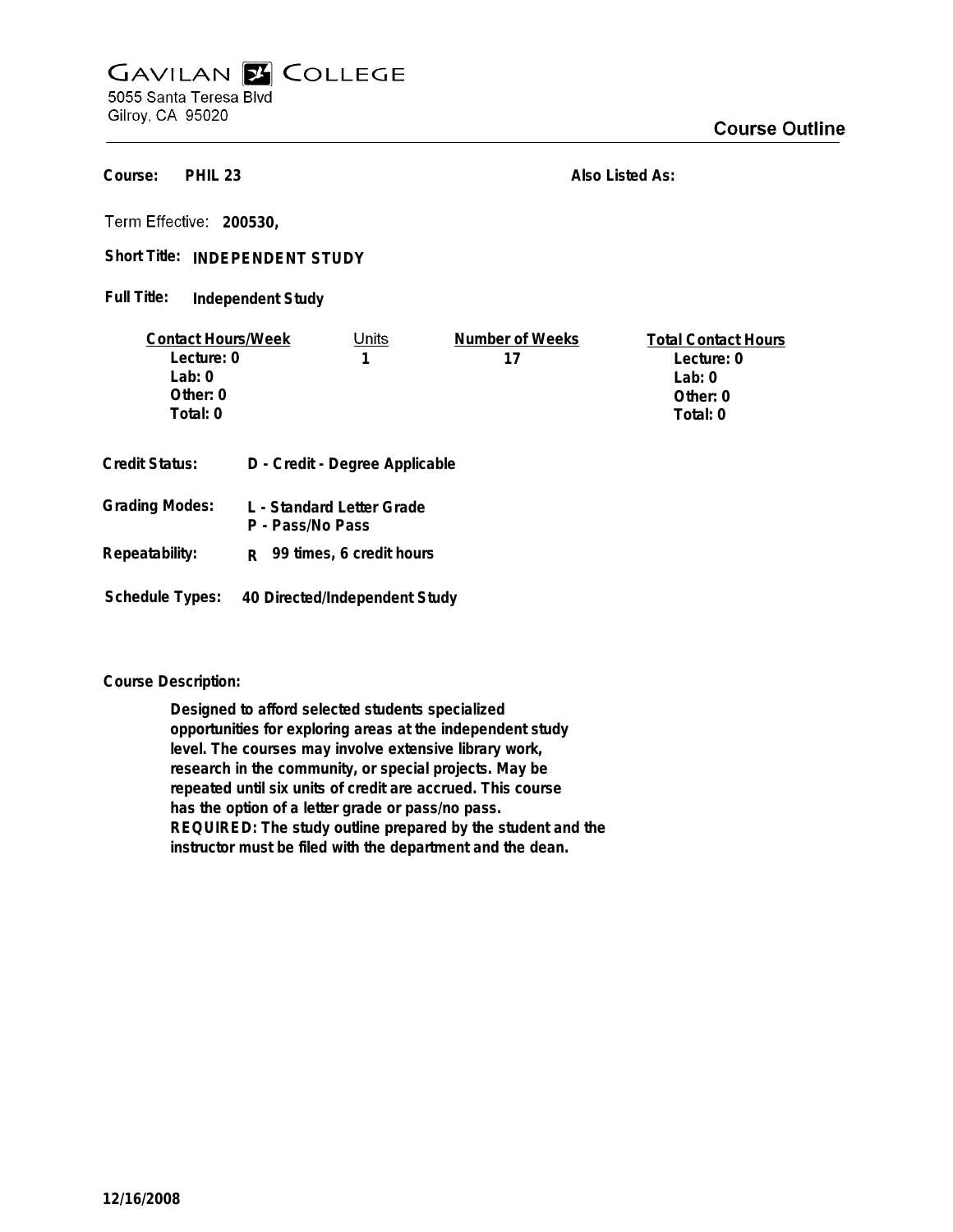# GAVILAN COLLEGE

5055 Santa Teresa Blvd
Gilroy, CA 95020

## Course Outline

**Course:** PHIL 23

**Also Listed As:**

**Term Effective:** 200530,

**Short Title:** INDEPENDENT STUDY

**Full Title:** Independent Study

| Contact Hours/Week | Units | Number of Weeks | Total Contact Hours |
|---|---|---|---|
| Lecture: 0 | 1 | 17 | Lecture: 0 |
| Lab: 0 | | | Lab: 0 |
| Other: 0 | | | Other: 0 |
| Total: 0 | | | Total: 0 |

**Credit Status:** D - Credit - Degree Applicable

**Grading Modes:** L - Standard Letter Grade
P - Pass/No Pass

**Repeatability:** R 99 times, 6 credit hours

**Schedule Types:** 40 Directed/Independent Study

**Course Description:**

Designed to afford selected students specialized opportunities for exploring areas at the independent study level. The courses may involve extensive library work, research in the community, or special projects. May be repeated until six units of credit are accrued. This course has the option of a letter grade or pass/no pass. REQUIRED: The study outline prepared by the student and the instructor must be filed with the department and the dean.

12/16/2008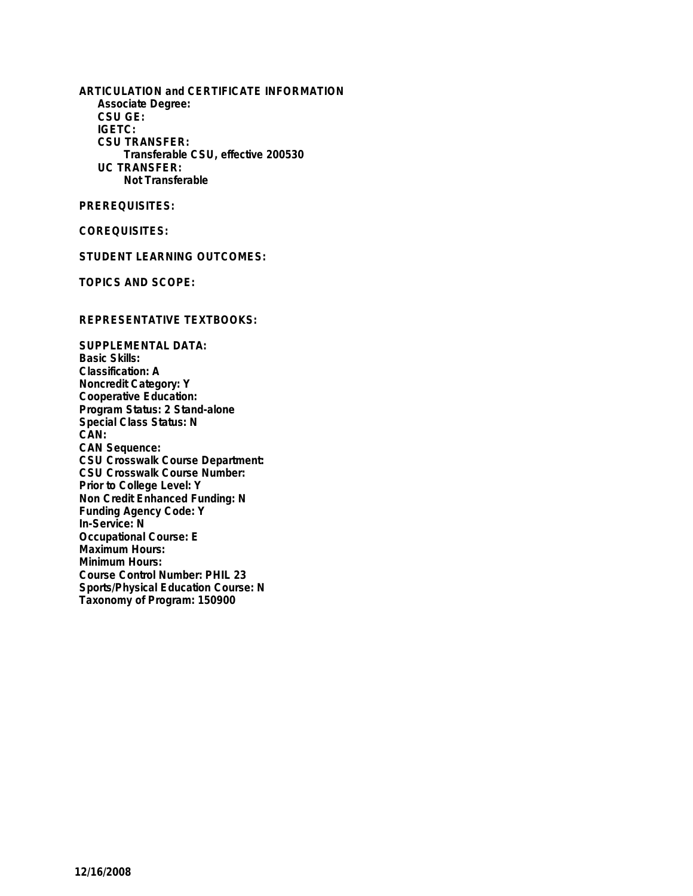**ARTICULATION and CERTIFICATE INFORMATION**

**Associate Degree:**

**CSU GE:**

**IGETC:**

**CSU TRANSFER:**

**Transferable CSU, effective 200530**

**UC TRANSFER:**

**Not Transferable**

**PREREQUISITES:**

**COREQUISITES:**

**STUDENT LEARNING OUTCOMES:**

**TOPICS AND SCOPE:**

**REPRESENTATIVE TEXTBOOKS:**

**SUPPLEMENTAL DATA:**
**Basic Skills:**
**Classification: A**
**Noncredit Category: Y**
**Cooperative Education:**
**Program Status: 2 Stand-alone**
**Special Class Status: N**
**CAN:**
**CAN Sequence:**
**CSU Crosswalk Course Department:**
**CSU Crosswalk Course Number:**
**Prior to College Level: Y**
**Non Credit Enhanced Funding: N**
**Funding Agency Code: Y**
**In-Service: N**
**Occupational Course: E**
**Maximum Hours:**
**Minimum Hours:**
**Course Control Number: PHIL 23**
**Sports/Physical Education Course: N**
**Taxonomy of Program: 150900**

**12/16/2008**